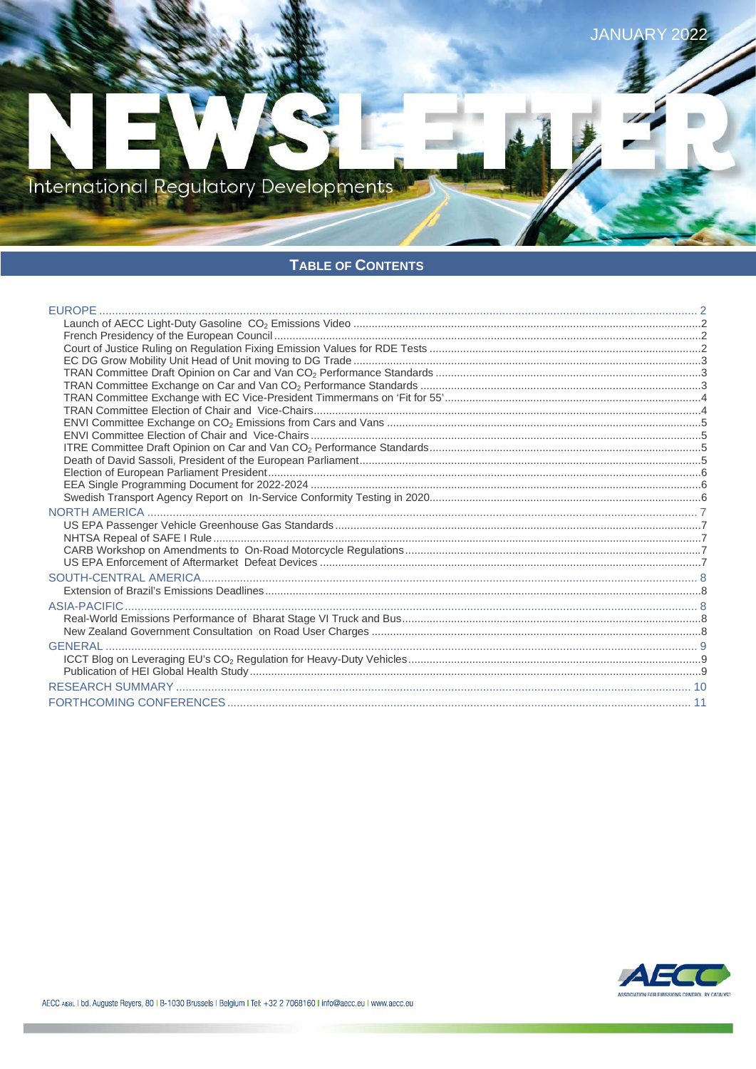JANUARY 2022

# NEWSLETTER

International Regulatory Developments

## TABLE OF CONTENTS

- EUROPE ... 2
  - Launch of AECC Light-Duty Gasoline $CO_2$ Emissions Video ... 2
  - French Presidency of the European Council ... 2
  - Court of Justice Ruling on Regulation Fixing Emission Values for RDE Tests ... 2
  - EC DG Grow Mobility Unit Head of Unit moving to DG Trade ... 3
  - TRAN Committee Draft Opinion on Car and Van $CO_2$ Performance Standards ... 3
  - TRAN Committee Exchange on Car and Van $CO_2$ Performance Standards ... 3
  - TRAN Committee Exchange with EC Vice-President Timmermans on 'Fit for 55' ... 4
  - TRAN Committee Election of Chair and Vice-Chairs ... 4
  - ENVI Committee Exchange on $CO_2$ Emissions from Cars and Vans ... 5
  - ENVI Committee Election of Chair and Vice-Chairs ... 5
  - ITRE Committee Draft Opinion on Car and Van $CO_2$ Performance Standards ... 5
  - Death of David Sassoli, President of the European Parliament ... 5
  - Election of European Parliament President ... 6
  - EEA Single Programming Document for 2022-2024 ... 6
  - Swedish Transport Agency Report on In-Service Conformity Testing in 2020 ... 6
- NORTH AMERICA ... 7
  - US EPA Passenger Vehicle Greenhouse Gas Standards ... 7
  - NHTSA Repeal of SAFE I Rule ... 7
  - CARB Workshop on Amendments to On-Road Motorcycle Regulations ... 7
  - US EPA Enforcement of Aftermarket Defeat Devices ... 7
- SOUTH-CENTRAL AMERICA ... 8
  - Extension of Brazil's Emissions Deadlines ... 8
- ASIA-PACIFIC ... 8
  - Real-World Emissions Performance of Bharat Stage VI Truck and Bus ... 8
  - New Zealand Government Consultation on Road User Charges ... 8
- GENERAL ... 9
  - ICCT Blog on Leveraging EU's $CO_2$ Regulation for Heavy-Duty Vehicles ... 9
  - Publication of HEI Global Health Study ... 9
- RESEARCH SUMMARY ... 10
- FORTHCOMING CONFERENCES ... 11

AECC AISBL | bd. Auguste Reyers, 80 | B-1030 Brussels | Belgium | Tel: +32 2 7068160 | info@aecc.eu | www.aecc.eu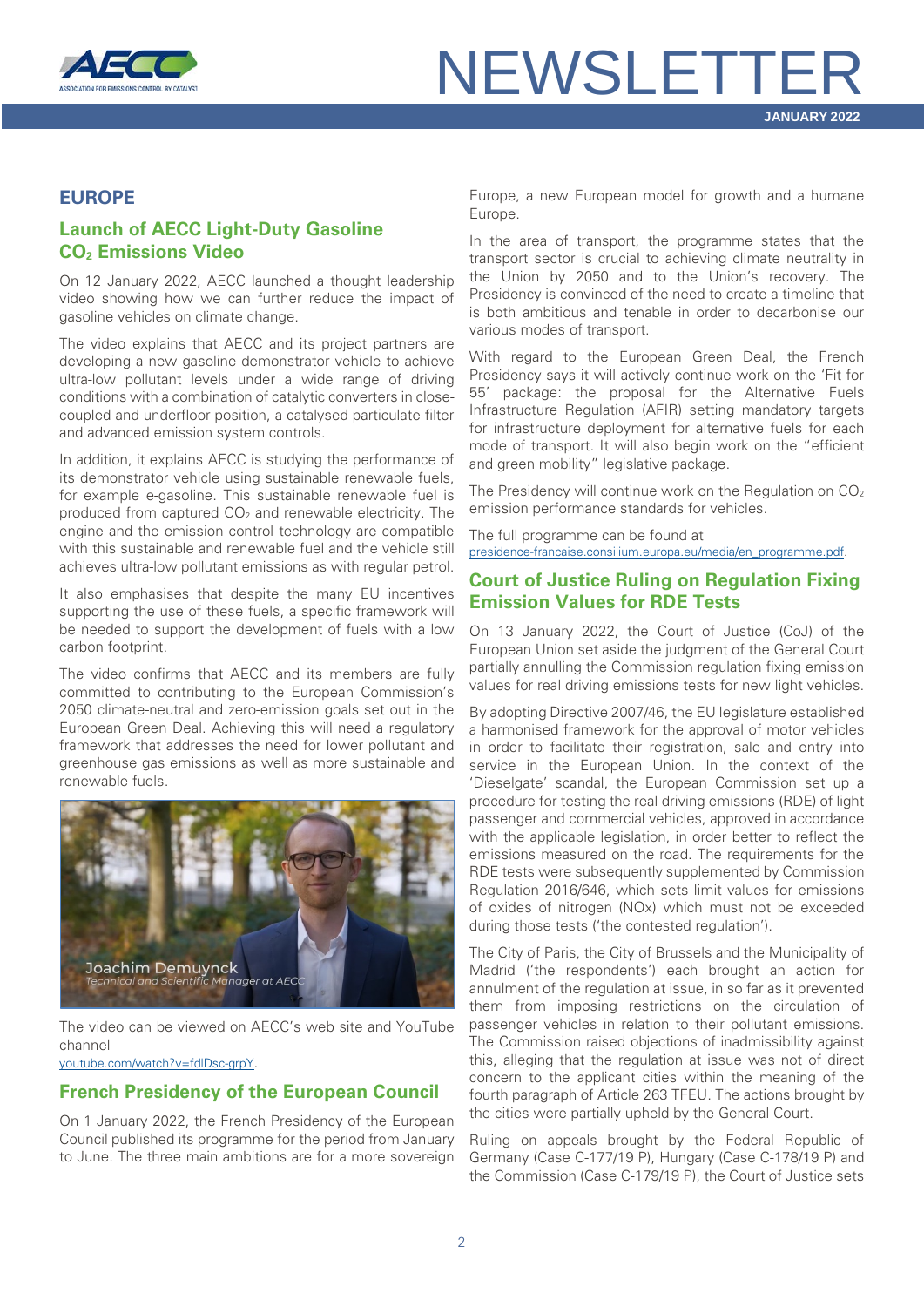## EUROPE

### Launch of AECC Light-Duty Gasoline $CO_2$ Emissions Video

On 12 January 2022, AECC launched a thought leadership video showing how we can further reduce the impact of gasoline vehicles on climate change.

The video explains that AECC and its project partners are developing a new gasoline demonstrator vehicle to achieve ultra-low pollutant levels under a wide range of driving conditions with a combination of catalytic converters in close-coupled and underfloor position, a catalysed particulate filter and advanced emission system controls.

In addition, it explains AECC is studying the performance of its demonstrator vehicle using sustainable renewable fuels, for example e-gasoline. This sustainable renewable fuel is produced from captured $CO_2$ and renewable electricity. The engine and the emission control technology are compatible with this sustainable and renewable fuel and the vehicle still achieves ultra-low pollutant emissions as with regular petrol.

It also emphasises that despite the many EU incentives supporting the use of these fuels, a specific framework will be needed to support the development of fuels with a low carbon footprint.

The video confirms that AECC and its members are fully committed to contributing to the European Commission's 2050 climate-neutral and zero-emission goals set out in the European Green Deal. Achieving this will need a regulatory framework that addresses the need for lower pollutant and greenhouse gas emissions as well as more sustainable and renewable fuels.

Joachim Demuynck
*Technical and Scientific Manager at AECC*

The video can be viewed on AECC's web site and YouTube channel
youtube.com/watch?v=fdlDsc-grpY.

### French Presidency of the European Council

On 1 January 2022, the French Presidency of the European Council published its programme for the period from January to June. The three main ambitions are for a more sovereign Europe, a new European model for growth and a humane Europe.

In the area of transport, the programme states that the transport sector is crucial to achieving climate neutrality in the Union by 2050 and to the Union's recovery. The Presidency is convinced of the need to create a timeline that is both ambitious and tenable in order to decarbonise our various modes of transport.

With regard to the European Green Deal, the French Presidency says it will actively continue work on the 'Fit for 55' package: the proposal for the Alternative Fuels Infrastructure Regulation (AFIR) setting mandatory targets for infrastructure deployment for alternative fuels for each mode of transport. It will also begin work on the "efficient and green mobility" legislative package.

The Presidency will continue work on the Regulation on $CO_2$ emission performance standards for vehicles.

The full programme can be found at
presidence-francaise.consilium.europa.eu/media/en_programme.pdf.

### Court of Justice Ruling on Regulation Fixing Emission Values for RDE Tests

On 13 January 2022, the Court of Justice (CoJ) of the European Union set aside the judgment of the General Court partially annulling the Commission regulation fixing emission values for real driving emissions tests for new light vehicles.

By adopting Directive 2007/46, the EU legislature established a harmonised framework for the approval of motor vehicles in order to facilitate their registration, sale and entry into service in the European Union. In the context of the 'Dieselgate' scandal, the European Commission set up a procedure for testing the real driving emissions (RDE) of light passenger and commercial vehicles, approved in accordance with the applicable legislation, in order better to reflect the emissions measured on the road. The requirements for the RDE tests were subsequently supplemented by Commission Regulation 2016/646, which sets limit values for emissions of oxides of nitrogen (NOx) which must not be exceeded during those tests ('the contested regulation').

The City of Paris, the City of Brussels and the Municipality of Madrid ('the respondents') each brought an action for annulment of the regulation at issue, in so far as it prevented them from imposing restrictions on the circulation of passenger vehicles in relation to their pollutant emissions. The Commission raised objections of inadmissibility against this, alleging that the regulation at issue was not of direct concern to the applicant cities within the meaning of the fourth paragraph of Article 263 TFEU. The actions brought by the cities were partially upheld by the General Court.

Ruling on appeals brought by the Federal Republic of Germany (Case C-177/19 P), Hungary (Case C-178/19 P) and the Commission (Case C-179/19 P), the Court of Justice sets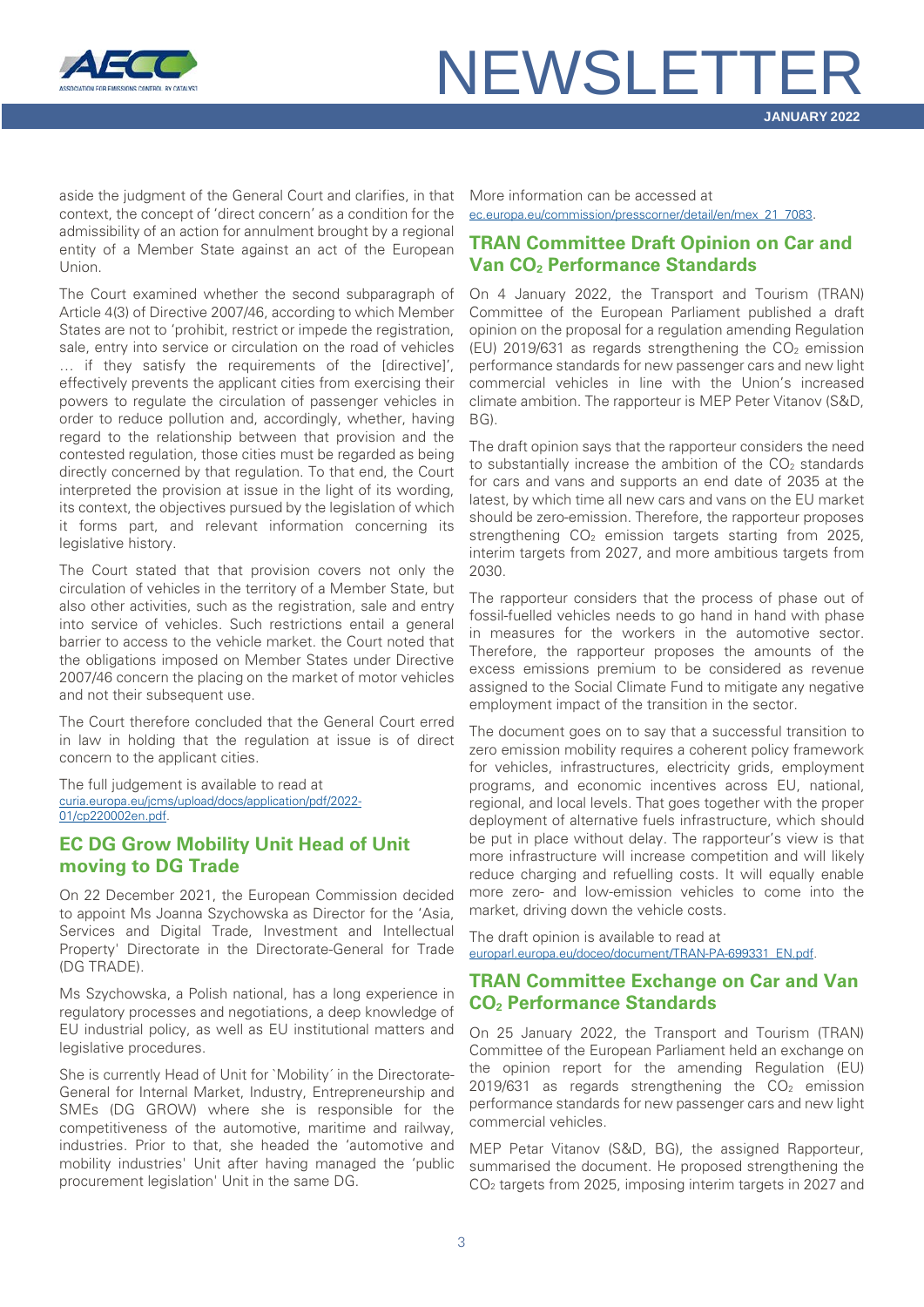aside the judgment of the General Court and clarifies, in that context, the concept of 'direct concern' as a condition for the admissibility of an action for annulment brought by a regional entity of a Member State against an act of the European Union.

The Court examined whether the second subparagraph of Article 4(3) of Directive 2007/46, according to which Member States are not to 'prohibit, restrict or impede the registration, sale, entry into service or circulation on the road of vehicles … if they satisfy the requirements of the [directive]', effectively prevents the applicant cities from exercising their powers to regulate the circulation of passenger vehicles in order to reduce pollution and, accordingly, whether, having regard to the relationship between that provision and the contested regulation, those cities must be regarded as being directly concerned by that regulation. To that end, the Court interpreted the provision at issue in the light of its wording, its context, the objectives pursued by the legislation of which it forms part, and relevant information concerning its legislative history.

The Court stated that that provision covers not only the circulation of vehicles in the territory of a Member State, but also other activities, such as the registration, sale and entry into service of vehicles. Such restrictions entail a general barrier to access to the vehicle market. the Court noted that the obligations imposed on Member States under Directive 2007/46 concern the placing on the market of motor vehicles and not their subsequent use.

The Court therefore concluded that the General Court erred in law in holding that the regulation at issue is of direct concern to the applicant cities.

The full judgement is available to read at curia.europa.eu/jcms/upload/docs/application/pdf/2022-01/cp220002en.pdf.

## EC DG Grow Mobility Unit Head of Unit moving to DG Trade

On 22 December 2021, the European Commission decided to appoint Ms Joanna Szychowska as Director for the 'Asia, Services and Digital Trade, Investment and Intellectual Property' Directorate in the Directorate-General for Trade (DG TRADE).

Ms Szychowska, a Polish national, has a long experience in regulatory processes and negotiations, a deep knowledge of EU industrial policy, as well as EU institutional matters and legislative procedures.

She is currently Head of Unit for `Mobility´ in the Directorate-General for Internal Market, Industry, Entrepreneurship and SMEs (DG GROW) where she is responsible for the competitiveness of the automotive, maritime and railway, industries. Prior to that, she headed the 'automotive and mobility industries' Unit after having managed the 'public procurement legislation' Unit in the same DG.

More information can be accessed at ec.europa.eu/commission/presscorner/detail/en/mex_21_7083.

## TRAN Committee Draft Opinion on Car and Van $CO_2$ Performance Standards

On 4 January 2022, the Transport and Tourism (TRAN) Committee of the European Parliament published a draft opinion on the proposal for a regulation amending Regulation (EU) 2019/631 as regards strengthening the $CO_2$ emission performance standards for new passenger cars and new light commercial vehicles in line with the Union's increased climate ambition. The rapporteur is MEP Peter Vitanov (S&D, BG).

The draft opinion says that the rapporteur considers the need to substantially increase the ambition of the $CO_2$ standards for cars and vans and supports an end date of 2035 at the latest, by which time all new cars and vans on the EU market should be zero-emission. Therefore, the rapporteur proposes strengthening $CO_2$ emission targets starting from 2025, interim targets from 2027, and more ambitious targets from 2030.

The rapporteur considers that the process of phase out of fossil-fuelled vehicles needs to go hand in hand with phase in measures for the workers in the automotive sector. Therefore, the rapporteur proposes the amounts of the excess emissions premium to be considered as revenue assigned to the Social Climate Fund to mitigate any negative employment impact of the transition in the sector.

The document goes on to say that a successful transition to zero emission mobility requires a coherent policy framework for vehicles, infrastructures, electricity grids, employment programs, and economic incentives across EU, national, regional, and local levels. That goes together with the proper deployment of alternative fuels infrastructure, which should be put in place without delay. The rapporteur's view is that more infrastructure will increase competition and will likely reduce charging and refuelling costs. It will equally enable more zero- and low-emission vehicles to come into the market, driving down the vehicle costs.

The draft opinion is available to read at europarl.europa.eu/doceo/document/TRAN-PA-699331_EN.pdf.

## TRAN Committee Exchange on Car and Van $CO_2$ Performance Standards

On 25 January 2022, the Transport and Tourism (TRAN) Committee of the European Parliament held an exchange on the opinion report for the amending Regulation (EU) 2019/631 as regards strengthening the $CO_2$ emission performance standards for new passenger cars and new light commercial vehicles.

MEP Petar Vitanov (S&D, BG), the assigned Rapporteur, summarised the document. He proposed strengthening the $CO_2$ targets from 2025, imposing interim targets in 2027 and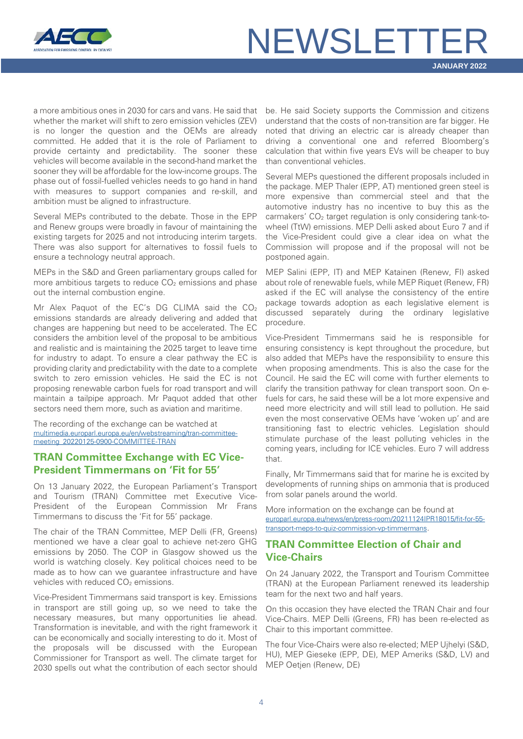a more ambitious ones in 2030 for cars and vans. He said that whether the market will shift to zero emission vehicles (ZEV) is no longer the question and the OEMs are already committed. He added that it is the role of Parliament to provide certainty and predictability. The sooner these vehicles will become available in the second-hand market the sooner they will be affordable for the low-income groups. The phase out of fossil-fuelled vehicles needs to go hand in hand with measures to support companies and re-skill, and ambition must be aligned to infrastructure.

Several MEPs contributed to the debate. Those in the EPP and Renew groups were broadly in favour of maintaining the existing targets for 2025 and not introducing interim targets. There was also support for alternatives to fossil fuels to ensure a technology neutral approach.

MEPs in the S&D and Green parliamentary groups called for more ambitious targets to reduce $CO_2$ emissions and phase out the internal combustion engine.

Mr Alex Paquot of the EC's DG CLIMA said the $CO_2$ emissions standards are already delivering and added that changes are happening but need to be accelerated. The EC considers the ambition level of the proposal to be ambitious and realistic and is maintaining the 2025 target to leave time for industry to adapt. To ensure a clear pathway the EC is providing clarity and predictability with the date to a complete switch to zero emission vehicles. He said the EC is not proposing renewable carbon fuels for road transport and will maintain a tailpipe approach. Mr Paquot added that other sectors need them more, such as aviation and maritime.

The recording of the exchange can be watched at multimedia.europarl.europa.eu/en/webstreaming/tran-committee-meeting_20220125-0900-COMMITTEE-TRAN

## TRAN Committee Exchange with EC Vice-President Timmermans on 'Fit for 55'

On 13 January 2022, the European Parliament's Transport and Tourism (TRAN) Committee met Executive Vice-President of the European Commission Mr Frans Timmermans to discuss the 'Fit for 55' package.

The chair of the TRAN Committee, MEP Delli (FR, Greens) mentioned we have a clear goal to achieve net-zero GHG emissions by 2050. The COP in Glasgow showed us the world is watching closely. Key political choices need to be made as to how can we guarantee infrastructure and have vehicles with reduced $CO_2$ emissions.

Vice-President Timmermans said transport is key. Emissions in transport are still going up, so we need to take the necessary measures, but many opportunities lie ahead. Transformation is inevitable, and with the right framework it can be economically and socially interesting to do it. Most of the proposals will be discussed with the European Commissioner for Transport as well. The climate target for 2030 spells out what the contribution of each sector should be. He said Society supports the Commission and citizens understand that the costs of non-transition are far bigger. He noted that driving an electric car is already cheaper than driving a conventional one and referred Bloomberg's calculation that within five years EVs will be cheaper to buy than conventional vehicles.

Several MEPs questioned the different proposals included in the package. MEP Thaler (EPP, AT) mentioned green steel is more expensive than commercial steel and that the automotive industry has no incentive to buy this as the carmakers' $CO_2$ target regulation is only considering tank-to-wheel (TtW) emissions. MEP Delli asked about Euro 7 and if the Vice-President could give a clear idea on what the Commission will propose and if the proposal will not be postponed again.

MEP Salini (EPP, IT) and MEP Katainen (Renew, FI) asked about role of renewable fuels, while MEP Riquet (Renew, FR) asked if the EC will analyse the consistency of the entire package towards adoption as each legislative element is discussed separately during the ordinary legislative procedure.

Vice-President Timmermans said he is responsible for ensuring consistency is kept throughout the procedure, but also added that MEPs have the responsibility to ensure this when proposing amendments. This is also the case for the Council. He said the EC will come with further elements to clarify the transition pathway for clean transport soon. On e-fuels for cars, he said these will be a lot more expensive and need more electricity and will still lead to pollution. He said even the most conservative OEMs have 'woken up' and are transitioning fast to electric vehicles. Legislation should stimulate purchase of the least polluting vehicles in the coming years, including for ICE vehicles. Euro 7 will address that.

Finally, Mr Timmermans said that for marine he is excited by developments of running ships on ammonia that is produced from solar panels around the world.

More information on the exchange can be found at europarl.europa.eu/news/en/press-room/20211124IPR18015/fit-for-55-transport-meps-to-quiz-commission-vp-timmermans.

## TRAN Committee Election of Chair and Vice-Chairs

On 24 January 2022, the Transport and Tourism Committee (TRAN) at the European Parliament renewed its leadership team for the next two and half years.

On this occasion they have elected the TRAN Chair and four Vice-Chairs. MEP Delli (Greens, FR) has been re-elected as Chair to this important committee.

The four Vice-Chairs were also re-elected; MEP Ujhelyi (S&D, HU), MEP Gieseke (EPP, DE), MEP Ameriks (S&D, LV) and MEP Oetjen (Renew, DE)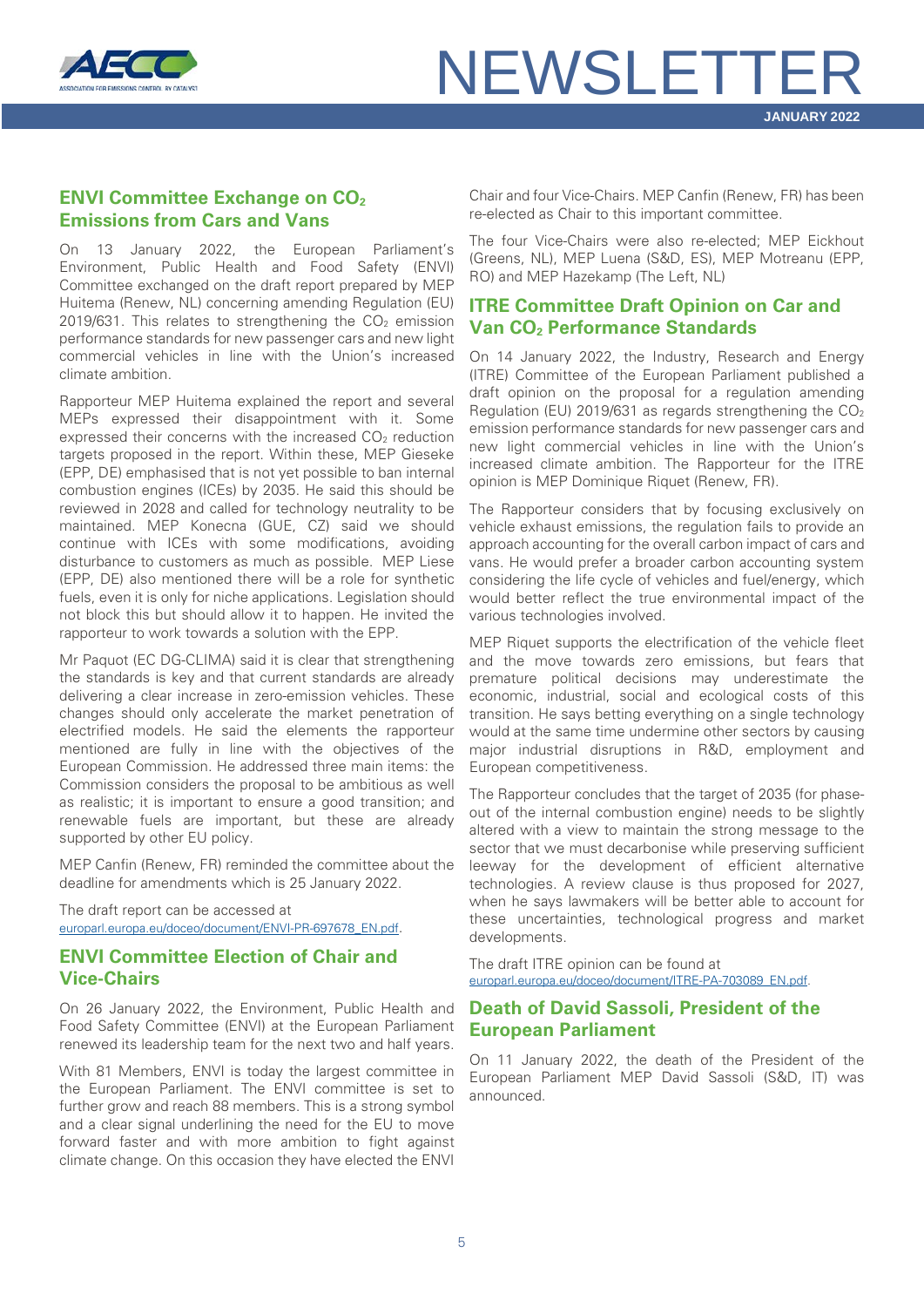## ENVI Committee Exchange on $CO_2$ Emissions from Cars and Vans

On 13 January 2022, the European Parliament's Environment, Public Health and Food Safety (ENVI) Committee exchanged on the draft report prepared by MEP Huitema (Renew, NL) concerning amending Regulation (EU) 2019/631. This relates to strengthening the $CO_2$ emission performance standards for new passenger cars and new light commercial vehicles in line with the Union's increased climate ambition.

Rapporteur MEP Huitema explained the report and several MEPs expressed their disappointment with it. Some expressed their concerns with the increased $CO_2$ reduction targets proposed in the report. Within these, MEP Gieseke (EPP, DE) emphasised that is not yet possible to ban internal combustion engines (ICEs) by 2035. He said this should be reviewed in 2028 and called for technology neutrality to be maintained. MEP Konecna (GUE, CZ) said we should continue with ICEs with some modifications, avoiding disturbance to customers as much as possible. MEP Liese (EPP, DE) also mentioned there will be a role for synthetic fuels, even it is only for niche applications. Legislation should not block this but should allow it to happen. He invited the rapporteur to work towards a solution with the EPP.

Mr Paquot (EC DG-CLIMA) said it is clear that strengthening the standards is key and that current standards are already delivering a clear increase in zero-emission vehicles. These changes should only accelerate the market penetration of electrified models. He said the elements the rapporteur mentioned are fully in line with the objectives of the European Commission. He addressed three main items: the Commission considers the proposal to be ambitious as well as realistic; it is important to ensure a good transition; and renewable fuels are important, but these are already supported by other EU policy.

MEP Canfin (Renew, FR) reminded the committee about the deadline for amendments which is 25 January 2022.

The draft report can be accessed at europarl.europa.eu/doceo/document/ENVI-PR-697678_EN.pdf.

## ENVI Committee Election of Chair and Vice-Chairs

On 26 January 2022, the Environment, Public Health and Food Safety Committee (ENVI) at the European Parliament renewed its leadership team for the next two and half years.

With 81 Members, ENVI is today the largest committee in the European Parliament. The ENVI committee is set to further grow and reach 88 members. This is a strong symbol and a clear signal underlining the need for the EU to move forward faster and with more ambition to fight against climate change. On this occasion they have elected the ENVI Chair and four Vice-Chairs. MEP Canfin (Renew, FR) has been re-elected as Chair to this important committee.

The four Vice-Chairs were also re-elected; MEP Eickhout (Greens, NL), MEP Luena (S&D, ES), MEP Motreanu (EPP, RO) and MEP Hazekamp (The Left, NL)

## ITRE Committee Draft Opinion on Car and Van $CO_2$ Performance Standards

On 14 January 2022, the Industry, Research and Energy (ITRE) Committee of the European Parliament published a draft opinion on the proposal for a regulation amending Regulation (EU) 2019/631 as regards strengthening the $CO_2$ emission performance standards for new passenger cars and new light commercial vehicles in line with the Union's increased climate ambition. The Rapporteur for the ITRE opinion is MEP Dominique Riquet (Renew, FR).

The Rapporteur considers that by focusing exclusively on vehicle exhaust emissions, the regulation fails to provide an approach accounting for the overall carbon impact of cars and vans. He would prefer a broader carbon accounting system considering the life cycle of vehicles and fuel/energy, which would better reflect the true environmental impact of the various technologies involved.

MEP Riquet supports the electrification of the vehicle fleet and the move towards zero emissions, but fears that premature political decisions may underestimate the economic, industrial, social and ecological costs of this transition. He says betting everything on a single technology would at the same time undermine other sectors by causing major industrial disruptions in R&D, employment and European competitiveness.

The Rapporteur concludes that the target of 2035 (for phase-out of the internal combustion engine) needs to be slightly altered with a view to maintain the strong message to the sector that we must decarbonise while preserving sufficient leeway for the development of efficient alternative technologies. A review clause is thus proposed for 2027, when he says lawmakers will be better able to account for these uncertainties, technological progress and market developments.

The draft ITRE opinion can be found at europarl.europa.eu/doceo/document/ITRE-PA-703089_EN.pdf.

## Death of David Sassoli, President of the European Parliament

On 11 January 2022, the death of the President of the European Parliament MEP David Sassoli (S&D, IT) was announced.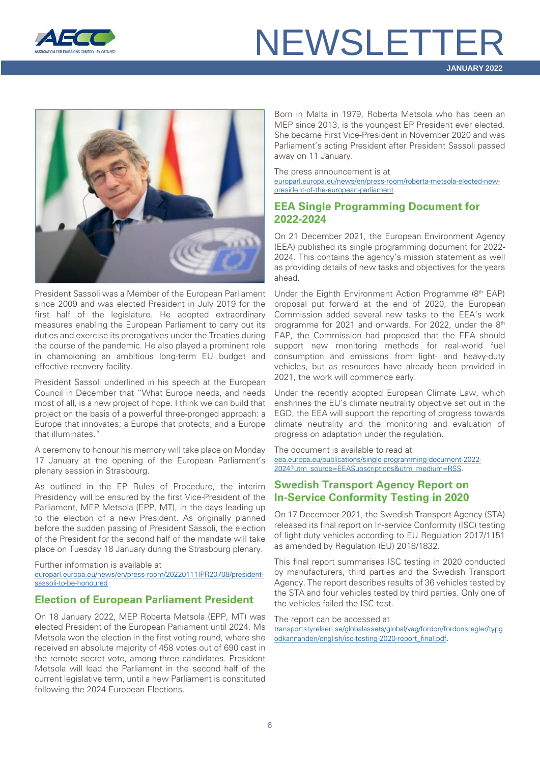President Sassoli was a Member of the European Parliament since 2009 and was elected President in July 2019 for the first half of the legislature. He adopted extraordinary measures enabling the European Parliament to carry out its duties and exercise its prerogatives under the Treaties during the course of the pandemic. He also played a prominent role in championing an ambitious long-term EU budget and effective recovery facility.

President Sassoli underlined in his speech at the European Council in December that "What Europe needs, and needs most of all, is a new project of hope. I think we can build that project on the basis of a powerful three-pronged approach: a Europe that innovates; a Europe that protects; and a Europe that illuminates."

A ceremony to honour his memory will take place on Monday 17 January at the opening of the European Parliament's plenary session in Strasbourg.

As outlined in the EP Rules of Procedure, the interim Presidency will be ensured by the first Vice-President of the Parliament, MEP Metsola (EPP, MT), in the days leading up to the election of a new President. As originally planned before the sudden passing of President Sassoli, the election of the President for the second half of the mandate will take place on Tuesday 18 January during the Strasbourg plenary.

Further information is available at europarl.europa.eu/news/en/press-room/20220111IPR20708/president-sassoli-to-be-honoured

## Election of European Parliament President

On 18 January 2022, MEP Roberta Metsola (EPP, MT) was elected President of the European Parliament until 2024. Ms Metsola won the election in the first voting round, where she received an absolute majority of 458 votes out of 690 cast in the remote secret vote, among three candidates. President Metsola will lead the Parliament in the second half of the current legislative term, until a new Parliament is constituted following the 2024 European Elections.

Born in Malta in 1979, Roberta Metsola who has been an MEP since 2013, is the youngest EP President ever elected. She became First Vice-President in November 2020 and was Parliament's acting President after President Sassoli passed away on 11 January.

The press announcement is at europarl.europa.eu/news/en/press-room/roberta-metsola-elected-new-president-of-the-european-parliament.

## EEA Single Programming Document for 2022-2024

On 21 December 2021, the European Environment Agency (EEA) published its single programming document for 2022-2024. This contains the agency's mission statement as well as providing details of new tasks and objectives for the years ahead.

Under the Eighth Environment Action Programme (8th EAP) proposal put forward at the end of 2020, the European Commission added several new tasks to the EEA's work programme for 2021 and onwards. For 2022, under the 8th EAP, the Commission had proposed that the EEA should support new monitoring methods for real-world fuel consumption and emissions from light- and heavy-duty vehicles, but as resources have already been provided in 2021, the work will commence early.

Under the recently adopted European Climate Law, which enshrines the EU's climate neutrality objective set out in the EGD, the EEA will support the reporting of progress towards climate neutrality and the monitoring and evaluation of progress on adaptation under the regulation.

The document is available to read at eea.europa.eu/publications/single-programming-document-2022-2024?utm_source=EEASubscriptions&utm_medium=RSS.

## Swedish Transport Agency Report on In-Service Conformity Testing in 2020

On 17 December 2021, the Swedish Transport Agency (STA) released its final report on In-service Conformity (ISC) testing of light duty vehicles according to EU Regulation 2017/1151 as amended by Regulation (EU) 2018/1832.

This final report summarises ISC testing in 2020 conducted by manufacturers, third parties and the Swedish Transport Agency. The report describes results of 36 vehicles tested by the STA and four vehicles tested by third parties. Only one of the vehicles failed the ISC test.

The report can be accessed at transportstyrelsen.se/globalassets/global/vag/fordon/fordonsregler/typgodkannanden/english/isc-testing-2020-report_final.pdf.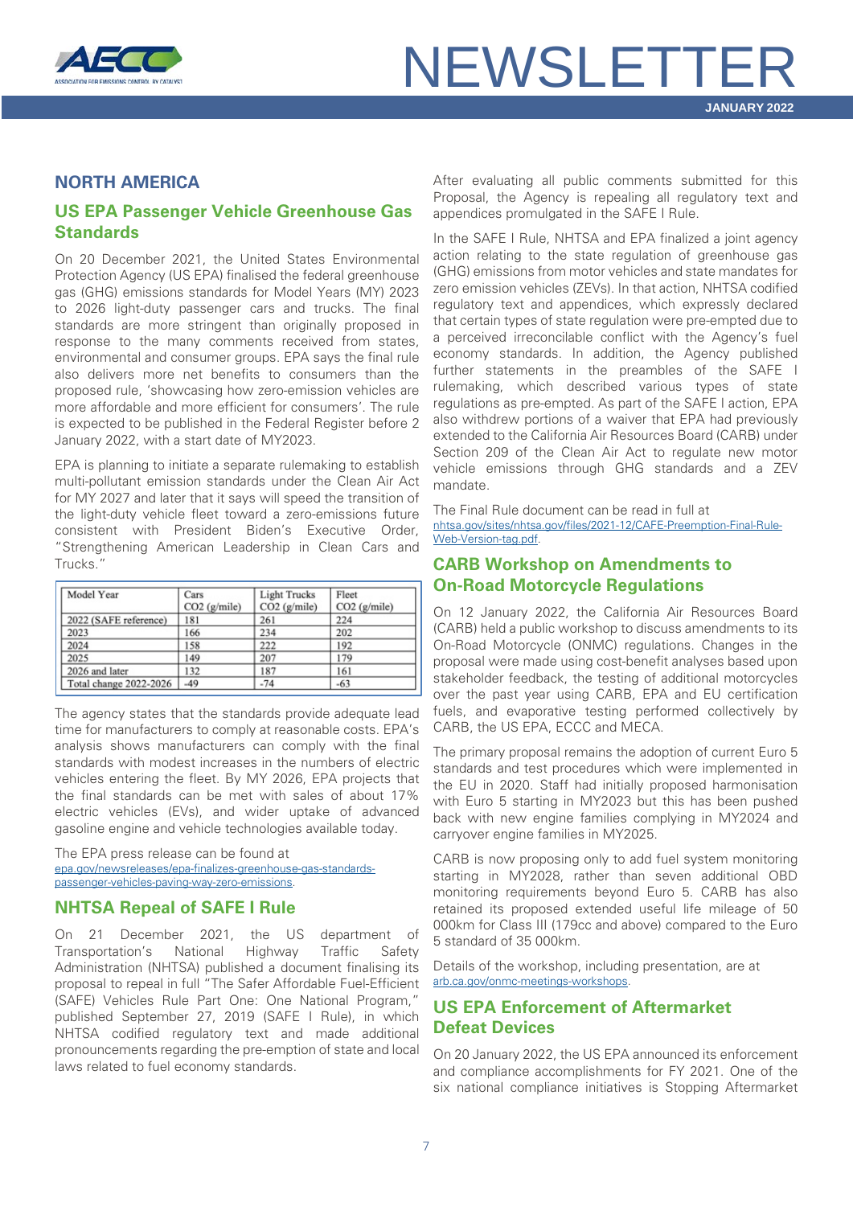## NORTH AMERICA

### US EPA Passenger Vehicle Greenhouse Gas Standards

On 20 December 2021, the United States Environmental Protection Agency (US EPA) finalised the federal greenhouse gas (GHG) emissions standards for Model Years (MY) 2023 to 2026 light-duty passenger cars and trucks. The final standards are more stringent than originally proposed in response to the many comments received from states, environmental and consumer groups. EPA says the final rule also delivers more net benefits to consumers than the proposed rule, 'showcasing how zero-emission vehicles are more affordable and more efficient for consumers'. The rule is expected to be published in the Federal Register before 2 January 2022, with a start date of MY2023.

EPA is planning to initiate a separate rulemaking to establish multi-pollutant emission standards under the Clean Air Act for MY 2027 and later that it says will speed the transition of the light-duty vehicle fleet toward a zero-emissions future consistent with President Biden's Executive Order, "Strengthening American Leadership in Clean Cars and Trucks."

| Model Year | Cars $CO_2$ (g/mile) | Light Trucks $CO_2$ (g/mile) | Fleet $CO_2$ (g/mile) |
|---|---|---|---|
| 2022 (SAFE reference) | 181 | 261 | 224 |
| 2023 | 166 | 234 | 202 |
| 2024 | 158 | 222 | 192 |
| 2025 | 149 | 207 | 179 |
| 2026 and later | 132 | 187 | 161 |
| Total change 2022-2026 | -49 | -74 | -63 |

The agency states that the standards provide adequate lead time for manufacturers to comply at reasonable costs. EPA's analysis shows manufacturers can comply with the final standards with modest increases in the numbers of electric vehicles entering the fleet. By MY 2026, EPA projects that the final standards can be met with sales of about 17% electric vehicles (EVs), and wider uptake of advanced gasoline engine and vehicle technologies available today.

The EPA press release can be found at epa.gov/newsreleases/epa-finalizes-greenhouse-gas-standards-passenger-vehicles-paving-way-zero-emissions.

### NHTSA Repeal of SAFE I Rule

On 21 December 2021, the US department of Transportation's National Highway Traffic Safety Administration (NHTSA) published a document finalising its proposal to repeal in full "The Safer Affordable Fuel-Efficient (SAFE) Vehicles Rule Part One: One National Program," published September 27, 2019 (SAFE I Rule), in which NHTSA codified regulatory text and made additional pronouncements regarding the pre-emption of state and local laws related to fuel economy standards.

After evaluating all public comments submitted for this Proposal, the Agency is repealing all regulatory text and appendices promulgated in the SAFE I Rule.

In the SAFE I Rule, NHTSA and EPA finalized a joint agency action relating to the state regulation of greenhouse gas (GHG) emissions from motor vehicles and state mandates for zero emission vehicles (ZEVs). In that action, NHTSA codified regulatory text and appendices, which expressly declared that certain types of state regulation were pre-empted due to a perceived irreconcilable conflict with the Agency's fuel economy standards. In addition, the Agency published further statements in the preambles of the SAFE I rulemaking, which described various types of state regulations as pre-empted. As part of the SAFE I action, EPA also withdrew portions of a waiver that EPA had previously extended to the California Air Resources Board (CARB) under Section 209 of the Clean Air Act to regulate new motor vehicle emissions through GHG standards and a ZEV mandate.

The Final Rule document can be read in full at nhtsa.gov/sites/nhtsa.gov/files/2021-12/CAFE-Preemption-Final-Rule-Web-Version-tag.pdf.

### CARB Workshop on Amendments to On-Road Motorcycle Regulations

On 12 January 2022, the California Air Resources Board (CARB) held a public workshop to discuss amendments to its On-Road Motorcycle (ONMC) regulations. Changes in the proposal were made using cost-benefit analyses based upon stakeholder feedback, the testing of additional motorcycles over the past year using CARB, EPA and EU certification fuels, and evaporative testing performed collectively by CARB, the US EPA, ECCC and MECA.

The primary proposal remains the adoption of current Euro 5 standards and test procedures which were implemented in the EU in 2020. Staff had initially proposed harmonisation with Euro 5 starting in MY2023 but this has been pushed back with new engine families complying in MY2024 and carryover engine families in MY2025.

CARB is now proposing only to add fuel system monitoring starting in MY2028, rather than seven additional OBD monitoring requirements beyond Euro 5. CARB has also retained its proposed extended useful life mileage of 50 000km for Class III (179cc and above) compared to the Euro 5 standard of 35 000km.

Details of the workshop, including presentation, are at arb.ca.gov/onmc-meetings-workshops.

### US EPA Enforcement of Aftermarket Defeat Devices

On 20 January 2022, the US EPA announced its enforcement and compliance accomplishments for FY 2021. One of the six national compliance initiatives is Stopping Aftermarket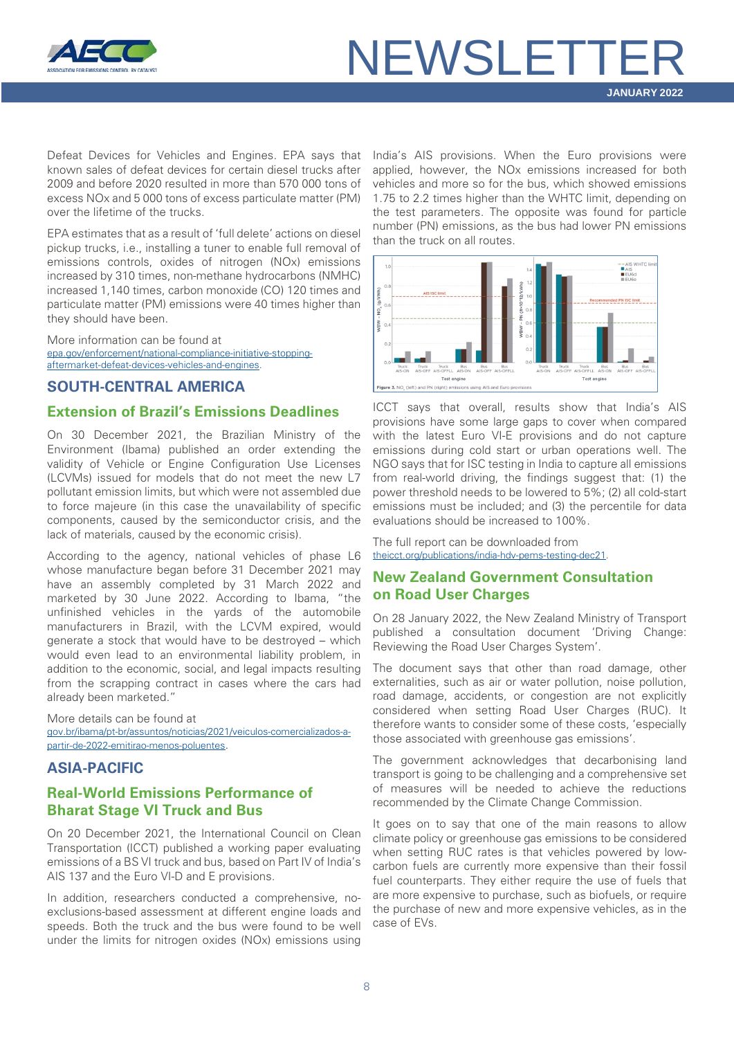Defeat Devices for Vehicles and Engines. EPA says that known sales of defeat devices for certain diesel trucks after 2009 and before 2020 resulted in more than 570 000 tons of excess NOx and 5 000 tons of excess particulate matter (PM) over the lifetime of the trucks.

EPA estimates that as a result of 'full delete' actions on diesel pickup trucks, i.e., installing a tuner to enable full removal of emissions controls, oxides of nitrogen (NOx) emissions increased by 310 times, non-methane hydrocarbons (NMHC) increased 1,140 times, carbon monoxide (CO) 120 times and particulate matter (PM) emissions were 40 times higher than they should have been.

More information can be found at epa.gov/enforcement/national-compliance-initiative-stopping-aftermarket-defeat-devices-vehicles-and-engines.

## SOUTH-CENTRAL AMERICA

### Extension of Brazil's Emissions Deadlines

On 30 December 2021, the Brazilian Ministry of the Environment (Ibama) published an order extending the validity of Vehicle or Engine Configuration Use Licenses (LCVMs) issued for models that do not meet the new L7 pollutant emission limits, but which were not assembled due to force majeure (in this case the unavailability of specific components, caused by the semiconductor crisis, and the lack of materials, caused by the economic crisis).

According to the agency, national vehicles of phase L6 whose manufacture began before 31 December 2021 may have an assembly completed by 31 March 2022 and marketed by 30 June 2022. According to Ibama, "the unfinished vehicles in the yards of the automobile manufacturers in Brazil, with the LCVM expired, would generate a stock that would have to be destroyed – which would even lead to an environmental liability problem, in addition to the economic, social, and legal impacts resulting from the scrapping contract in cases where the cars had already been marketed."

More details can be found at gov.br/ibama/pt-br/assuntos/noticias/2021/veiculos-comercializados-a-partir-de-2022-emitirao-menos-poluentes.

## ASIA-PACIFIC

### Real-World Emissions Performance of Bharat Stage VI Truck and Bus

On 20 December 2021, the International Council on Clean Transportation (ICCT) published a working paper evaluating emissions of a BS VI truck and bus, based on Part IV of India's AIS 137 and the Euro VI-D and E provisions.

In addition, researchers conducted a comprehensive, no-exclusions-based assessment at different engine loads and speeds. Both the truck and the bus were found to be well under the limits for nitrogen oxides (NOx) emissions using India's AIS provisions. When the Euro provisions were applied, however, the NOx emissions increased for both vehicles and more so for the bus, which showed emissions 1.75 to 2.2 times higher than the WHTC limit, depending on the test parameters. The opposite was found for particle number (PN) emissions, as the bus had lower PN emissions than the truck on all routes.

Figure 3. $NO_x$ (left) and PN (right) emissions using AIS and Euro provisions

ICCT says that overall, results show that India's AIS provisions have some large gaps to cover when compared with the latest Euro VI-E provisions and do not capture emissions during cold start or urban operations well. The NGO says that for ISC testing in India to capture all emissions from real-world driving, the findings suggest that: (1) the power threshold needs to be lowered to 5%; (2) all cold-start emissions must be included; and (3) the percentile for data evaluations should be increased to 100%.

The full report can be downloaded from theicct.org/publications/india-hdv-pems-testing-dec21.

### New Zealand Government Consultation on Road User Charges

On 28 January 2022, the New Zealand Ministry of Transport published a consultation document 'Driving Change: Reviewing the Road User Charges System'.

The document says that other than road damage, other externalities, such as air or water pollution, noise pollution, road damage, accidents, or congestion are not explicitly considered when setting Road User Charges (RUC). It therefore wants to consider some of these costs, 'especially those associated with greenhouse gas emissions'.

The government acknowledges that decarbonising land transport is going to be challenging and a comprehensive set of measures will be needed to achieve the reductions recommended by the Climate Change Commission.

It goes on to say that one of the main reasons to allow climate policy or greenhouse gas emissions to be considered when setting RUC rates is that vehicles powered by low-carbon fuels are currently more expensive than their fossil fuel counterparts. They either require the use of fuels that are more expensive to purchase, such as biofuels, or require the purchase of new and more expensive vehicles, as in the case of EVs.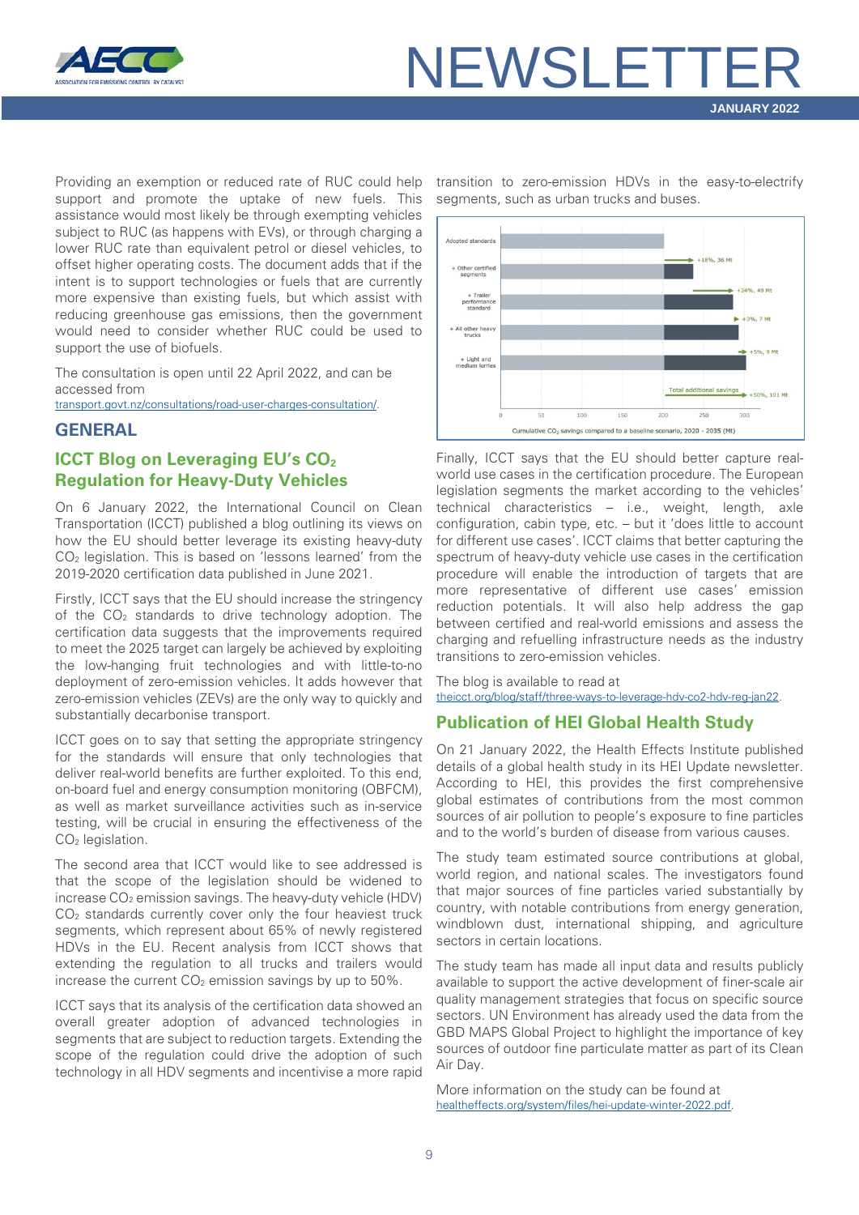Providing an exemption or reduced rate of RUC could help support and promote the uptake of new fuels. This assistance would most likely be through exempting vehicles subject to RUC (as happens with EVs), or through charging a lower RUC rate than equivalent petrol or diesel vehicles, to offset higher operating costs. The document adds that if the intent is to support technologies or fuels that are currently more expensive than existing fuels, but which assist with reducing greenhouse gas emissions, then the government would need to consider whether RUC could be used to support the use of biofuels.

The consultation is open until 22 April 2022, and can be accessed from transport.govt.nz/consultations/road-user-charges-consultation/.

## GENERAL

### ICCT Blog on Leveraging EU's $CO_2$ Regulation for Heavy-Duty Vehicles

On 6 January 2022, the International Council on Clean Transportation (ICCT) published a blog outlining its views on how the EU should better leverage its existing heavy-duty $CO_2$ legislation. This is based on 'lessons learned' from the 2019-2020 certification data published in June 2021.

Firstly, ICCT says that the EU should increase the stringency of the $CO_2$ standards to drive technology adoption. The certification data suggests that the improvements required to meet the 2025 target can largely be achieved by exploiting the low-hanging fruit technologies and with little-to-no deployment of zero-emission vehicles. It adds however that zero-emission vehicles (ZEVs) are the only way to quickly and substantially decarbonise transport.

ICCT goes on to say that setting the appropriate stringency for the standards will ensure that only technologies that deliver real-world benefits are further exploited. To this end, on-board fuel and energy consumption monitoring (OBFCM), as well as market surveillance activities such as in-service testing, will be crucial in ensuring the effectiveness of the $CO_2$ legislation.

The second area that ICCT would like to see addressed is that the scope of the legislation should be widened to increase $CO_2$ emission savings. The heavy-duty vehicle (HDV) $CO_2$ standards currently cover only the four heaviest truck segments, which represent about 65% of newly registered HDVs in the EU. Recent analysis from ICCT shows that extending the regulation to all trucks and trailers would increase the current $CO_2$ emission savings by up to 50%.

ICCT says that its analysis of the certification data showed an overall greater adoption of advanced technologies in segments that are subject to reduction targets. Extending the scope of the regulation could drive the adoption of such technology in all HDV segments and incentivise a more rapid transition to zero-emission HDVs in the easy-to-electrify segments, such as urban trucks and buses.

| Scenario | Cumulative $CO_2$ savings compared to a baseline scenario, 2020 - 2035 (Mt) |
|---|---|
| Adopted standards | |
| + Other certified segments | +18%, 36 Mt |
| + Trailer performance standard | +24%, 49 Mt |
| + All other heavy trucks | +3%, 7 Mt |
| + Light and medium lorries | +5%, 9 Mt |
| Total additional savings | +50%, 101 Mt |

Finally, ICCT says that the EU should better capture real-world use cases in the certification procedure. The European legislation segments the market according to the vehicles' technical characteristics – i.e., weight, length, axle configuration, cabin type, etc. – but it 'does little to account for different use cases'. ICCT claims that better capturing the spectrum of heavy-duty vehicle use cases in the certification procedure will enable the introduction of targets that are more representative of different use cases' emission reduction potentials. It will also help address the gap between certified and real-world emissions and assess the charging and refuelling infrastructure needs as the industry transitions to zero-emission vehicles.

The blog is available to read at theicct.org/blog/staff/three-ways-to-leverage-hdv-co2-hdv-reg-jan22.

### Publication of HEI Global Health Study

On 21 January 2022, the Health Effects Institute published details of a global health study in its HEI Update newsletter. According to HEI, this provides the first comprehensive global estimates of contributions from the most common sources of air pollution to people's exposure to fine particles and to the world's burden of disease from various causes.

The study team estimated source contributions at global, world region, and national scales. The investigators found that major sources of fine particles varied substantially by country, with notable contributions from energy generation, windblown dust, international shipping, and agriculture sectors in certain locations.

The study team has made all input data and results publicly available to support the active development of finer-scale air quality management strategies that focus on specific source sectors. UN Environment has already used the data from the GBD MAPS Global Project to highlight the importance of key sources of outdoor fine particulate matter as part of its Clean Air Day.

More information on the study can be found at healtheffects.org/system/files/hei-update-winter-2022.pdf.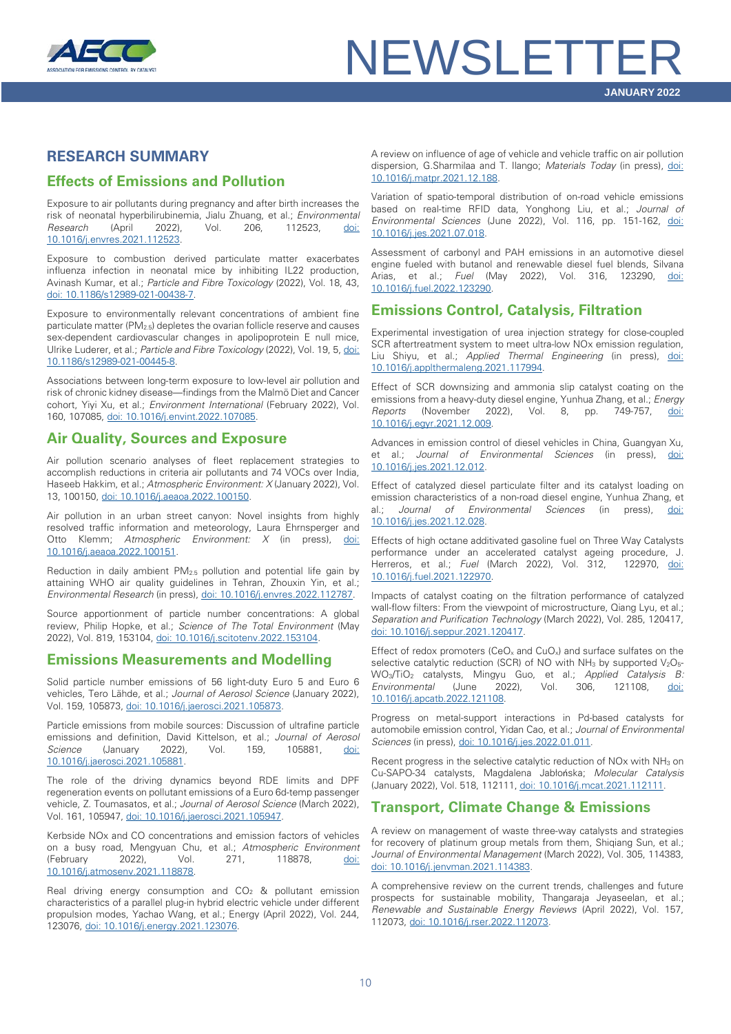## RESEARCH SUMMARY

### Effects of Emissions and Pollution

Exposure to air pollutants during pregnancy and after birth increases the risk of neonatal hyperbilirubinemia, Jialu Zhuang, et al.; *Environmental Research* (April 2022), Vol. 206, 112523, doi: 10.1016/j.envres.2021.112523.

Exposure to combustion derived particulate matter exacerbates influenza infection in neonatal mice by inhibiting IL22 production, Avinash Kumar, et al.; *Particle and Fibre Toxicology* (2022), Vol. 18, 43, doi: 10.1186/s12989-021-00438-7.

Exposure to environmentally relevant concentrations of ambient fine particulate matter ($PM_{2.5}$) depletes the ovarian follicle reserve and causes sex-dependent cardiovascular changes in apolipoprotein E null mice, Ulrike Luderer, et al.; *Particle and Fibre Toxicology* (2022), Vol. 19, 5, doi: 10.1186/s12989-021-00445-8.

Associations between long-term exposure to low-level air pollution and risk of chronic kidney disease—findings from the Malmö Diet and Cancer cohort, Yiyi Xu, et al.; *Environment International* (February 2022), Vol. 160, 107085, doi: 10.1016/j.envint.2022.107085.

### Air Quality, Sources and Exposure

Air pollution scenario analyses of fleet replacement strategies to accomplish reductions in criteria air pollutants and 74 VOCs over India, Haseeb Hakkim, et al.; *Atmospheric Environment: X* (January 2022), Vol. 13, 100150, doi: 10.1016/j.aeaoa.2022.100150.

Air pollution in an urban street canyon: Novel insights from highly resolved traffic information and meteorology, Laura Ehrnsperger and Otto Klemm; *Atmospheric Environment: X* (in press), doi: 10.1016/j.aeaoa.2022.100151.

Reduction in daily ambient $PM_{2.5}$ pollution and potential life gain by attaining WHO air quality guidelines in Tehran, Zhouxin Yin, et al.; *Environmental Research* (in press), doi: 10.1016/j.envres.2022.112787.

Source apportionment of particle number concentrations: A global review, Philip Hopke, et al.; *Science of The Total Environment* (May 2022), Vol. 819, 153104, doi: 10.1016/j.scitotenv.2022.153104.

### Emissions Measurements and Modelling

Solid particle number emissions of 56 light-duty Euro 5 and Euro 6 vehicles, Tero Lähde, et al.; *Journal of Aerosol Science* (January 2022), Vol. 159, 105873, doi: 10.1016/j.jaerosci.2021.105873.

Particle emissions from mobile sources: Discussion of ultrafine particle emissions and definition, David Kittelson, et al.; *Journal of Aerosol Science* (January 2022), Vol. 159, 105881, doi: 10.1016/j.jaerosci.2021.105881.

The role of the driving dynamics beyond RDE limits and DPF regeneration events on pollutant emissions of a Euro 6d-temp passenger vehicle, Z. Toumasatos, et al.; *Journal of Aerosol Science* (March 2022), Vol. 161, 105947, doi: 10.1016/j.jaerosci.2021.105947.

Kerbside NOx and CO concentrations and emission factors of vehicles on a busy road, Mengyuan Chu, et al.; *Atmospheric Environment* (February 2022), Vol. 271, 118878, doi: 10.1016/j.atmosenv.2021.118878.

Real driving energy consumption and $CO_2$ & pollutant emission characteristics of a parallel plug-in hybrid electric vehicle under different propulsion modes, Yachao Wang, et al.; Energy (April 2022), Vol. 244, 123076, doi: 10.1016/j.energy.2021.123076.

A review on influence of age of vehicle and vehicle traffic on air pollution dispersion, G.Sharmilaa and T. Ilango; *Materials Today* (in press), doi: 10.1016/j.matpr.2021.12.188.

Variation of spatio-temporal distribution of on-road vehicle emissions based on real-time RFID data, Yonghong Liu, et al.; *Journal of Environmental Sciences* (June 2022), Vol. 116, pp. 151-162, doi: 10.1016/j.jes.2021.07.018.

Assessment of carbonyl and PAH emissions in an automotive diesel engine fueled with butanol and renewable diesel fuel blends, Silvana Arias, et al.; *Fuel* (May 2022), Vol. 316, 123290, doi: 10.1016/j.fuel.2022.123290.

### Emissions Control, Catalysis, Filtration

Experimental investigation of urea injection strategy for close-coupled SCR aftertreatment system to meet ultra-low NOx emission regulation, Liu Shiyu, et al.; *Applied Thermal Engineering* (in press), doi: 10.1016/j.applthermaleng.2021.117994.

Effect of SCR downsizing and ammonia slip catalyst coating on the emissions from a heavy-duty diesel engine, Yunhua Zhang, et al.; *Energy Reports* (November 2022), Vol. 8, pp. 749-757, doi: 10.1016/j.egyr.2021.12.009.

Advances in emission control of diesel vehicles in China, Guangyan Xu, et al.; *Journal of Environmental Sciences* (in press), doi: 10.1016/j.jes.2021.12.012.

Effect of catalyzed diesel particulate filter and its catalyst loading on emission characteristics of a non-road diesel engine, Yunhua Zhang, et al.; *Journal of Environmental Sciences* (in press), doi: 10.1016/j.jes.2021.12.028.

Effects of high octane additivated gasoline fuel on Three Way Catalysts performance under an accelerated catalyst ageing procedure, J. Herreros, et al.; *Fuel* (March 2022), Vol. 312, 122970, doi: 10.1016/j.fuel.2021.122970.

Impacts of catalyst coating on the filtration performance of catalyzed wall-flow filters: From the viewpoint of microstructure, Qiang Lyu, et al.; *Separation and Purification Technology* (March 2022), Vol. 285, 120417, doi: 10.1016/j.seppur.2021.120417.

Effect of redox promoters ($CeO_x$ and $CuO_x$) and surface sulfates on the selective catalytic reduction (SCR) of NO with $NH_3$ by supported $V_2O_5$-$WO_3/TiO_2$ catalysts, Mingyu Guo, et al.; *Applied Catalysis B: Environmental* (June 2022), Vol. 306, 121108, doi: 10.1016/j.apcatb.2022.121108.

Progress on metal-support interactions in Pd-based catalysts for automobile emission control, Yidan Cao, et al.; *Journal of Environmental Sciences* (in press), doi: 10.1016/j.jes.2022.01.011.

Recent progress in the selective catalytic reduction of NOx with $NH_3$ on Cu-SAPO-34 catalysts, Magdalena Jabłońska; *Molecular Catalysis* (January 2022), Vol. 518, 112111, doi: 10.1016/j.mcat.2021.112111.

### Transport, Climate Change & Emissions

A review on management of waste three-way catalysts and strategies for recovery of platinum group metals from them, Shiqiang Sun, et al.; *Journal of Environmental Management* (March 2022), Vol. 305, 114383, doi: 10.1016/j.jenvman.2021.114383.

A comprehensive review on the current trends, challenges and future prospects for sustainable mobility, Thangaraja Jeyaseelan, et al.; *Renewable and Sustainable Energy Reviews* (April 2022), Vol. 157, 112073, doi: 10.1016/j.rser.2022.112073.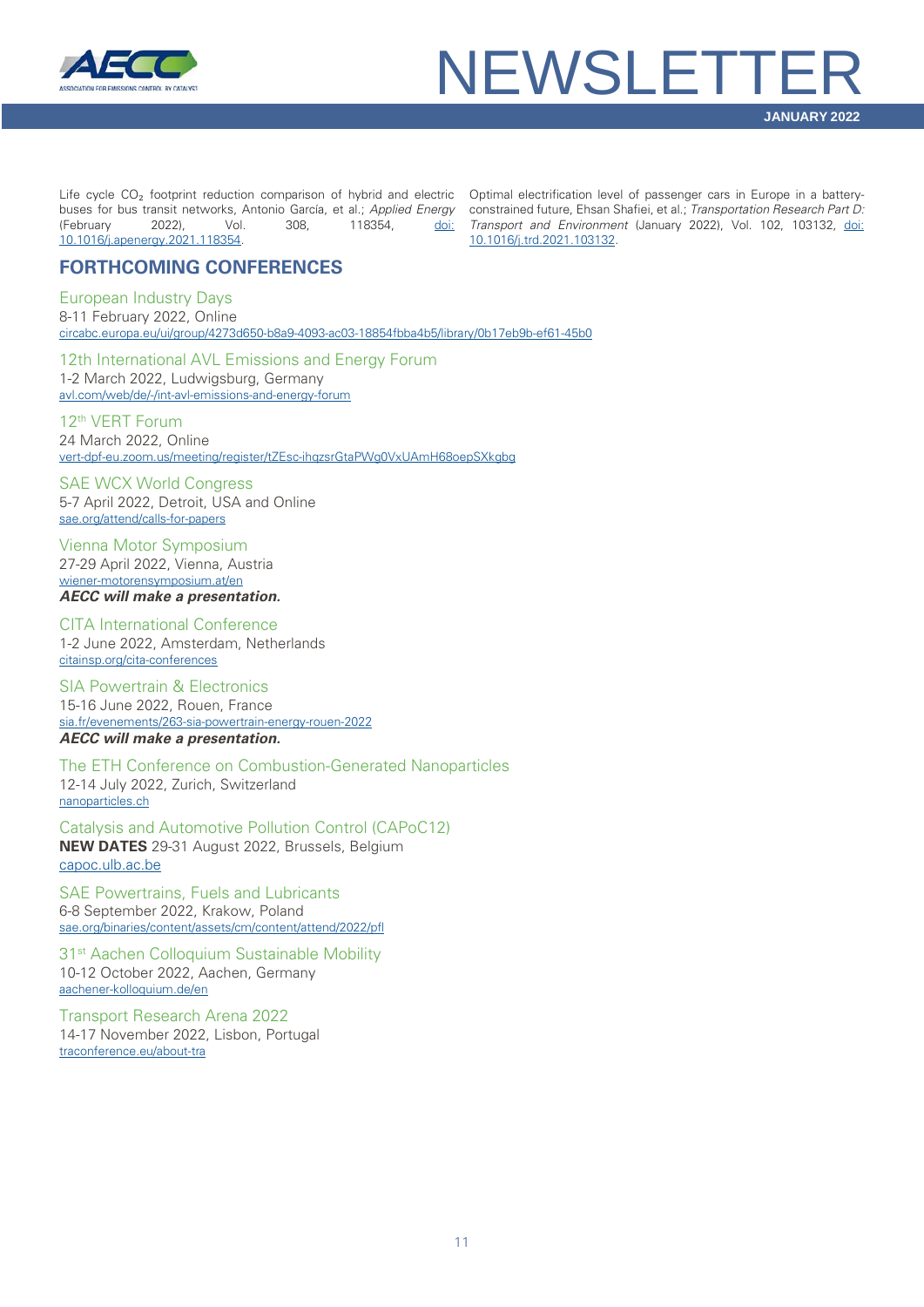Life cycle $CO_2$ footprint reduction comparison of hybrid and electric buses for bus transit networks, Antonio García, et al.; *Applied Energy* (February 2022), Vol. 308, 118354, doi: 10.1016/j.apenergy.2021.118354.

Optimal electrification level of passenger cars in Europe in a battery-constrained future, Ehsan Shafiei, et al.; *Transportation Research Part D: Transport and Environment* (January 2022), Vol. 102, 103132, doi: 10.1016/j.trd.2021.103132.

## FORTHCOMING CONFERENCES

### European Industry Days
8-11 February 2022, Online
circabc.europa.eu/ui/group/4273d650-b8a9-4093-ac03-18854fbba4b5/library/0b17eb9b-ef61-45b0

### 12th International AVL Emissions and Energy Forum
1-2 March 2022, Ludwigsburg, Germany
avl.com/web/de/-/int-avl-emissions-and-energy-forum

### 12th VERT Forum
24 March 2022, Online
vert-dpf-eu.zoom.us/meeting/register/tZEsc-ihqzsrGtaPWg0VxUAmH68oepSXkgbg

### SAE WCX World Congress
5-7 April 2022, Detroit, USA and Online
sae.org/attend/calls-for-papers

### Vienna Motor Symposium
27-29 April 2022, Vienna, Austria
wiener-motorensymposium.at/en
***AECC will make a presentation.***

### CITA International Conference
1-2 June 2022, Amsterdam, Netherlands
citainsp.org/cita-conferences

### SIA Powertrain & Electronics
15-16 June 2022, Rouen, France
sia.fr/evenements/263-sia-powertrain-energy-rouen-2022
***AECC will make a presentation.***

### The ETH Conference on Combustion-Generated Nanoparticles
12-14 July 2022, Zurich, Switzerland
nanoparticles.ch

### Catalysis and Automotive Pollution Control (CAPoC12)
**NEW DATES** 29-31 August 2022, Brussels, Belgium
capoc.ulb.ac.be

### SAE Powertrains, Fuels and Lubricants
6-8 September 2022, Krakow, Poland
sae.org/binaries/content/assets/cm/content/attend/2022/pfl

### 31st Aachen Colloquium Sustainable Mobility
10-12 October 2022, Aachen, Germany
aachener-kolloquium.de/en

### Transport Research Arena 2022
14-17 November 2022, Lisbon, Portugal
traconference.eu/about-tra